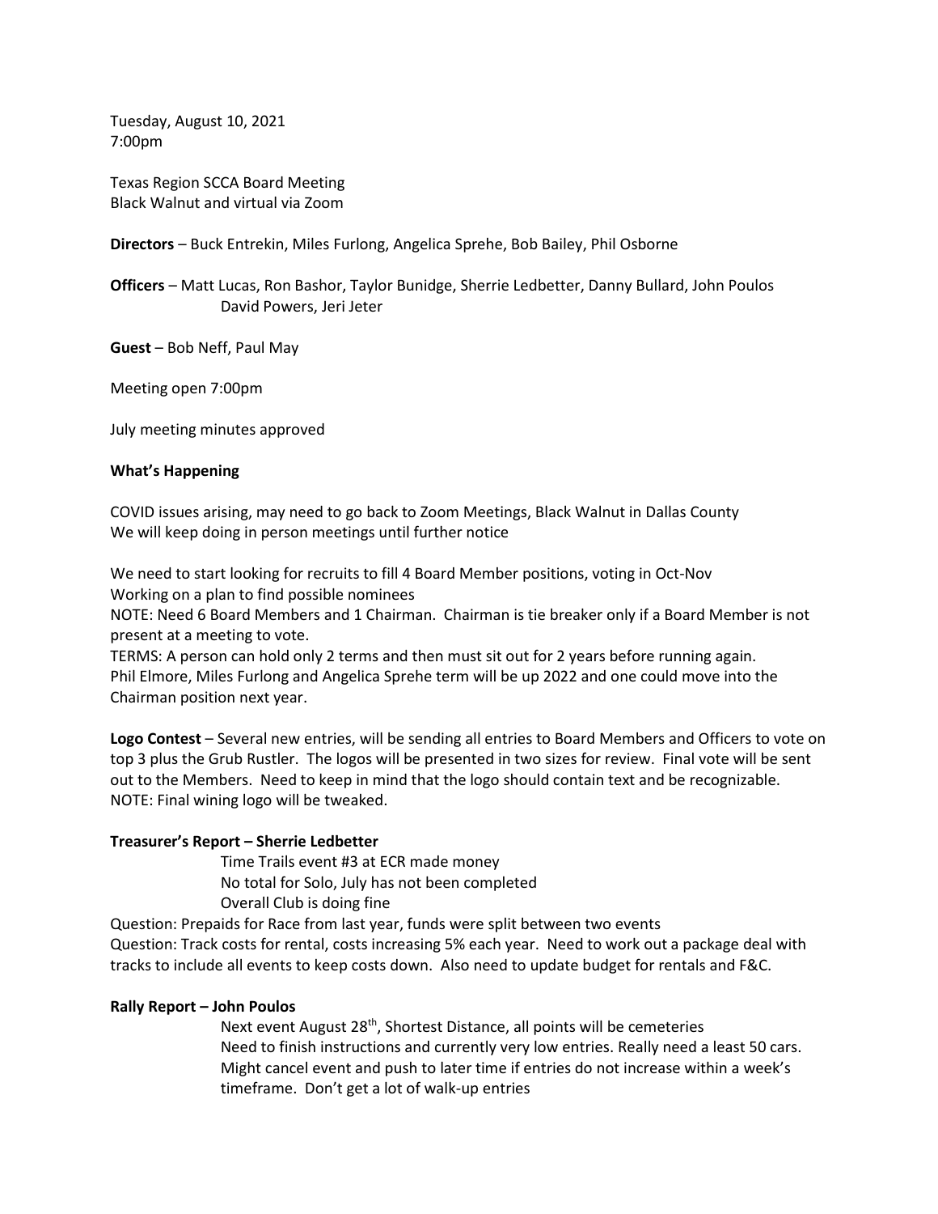Tuesday, August 10, 2021
7:00pm

Texas Region SCCA Board Meeting
Black Walnut and virtual via Zoom

**Directors** – Buck Entrekin, Miles Furlong, Angelica Sprehe, Bob Bailey, Phil Osborne

**Officers** – Matt Lucas, Ron Bashor, Taylor Bunidge, Sherrie Ledbetter, Danny Bullard, John Poulos David Powers, Jeri Jeter

**Guest** – Bob Neff, Paul May

Meeting open 7:00pm

July meeting minutes approved

**What's Happening**

COVID issues arising, may need to go back to Zoom Meetings, Black Walnut in Dallas County
We will keep doing in person meetings until further notice

We need to start looking for recruits to fill 4 Board Member positions, voting in Oct-Nov
Working on a plan to find possible nominees
NOTE: Need 6 Board Members and 1 Chairman. Chairman is tie breaker only if a Board Member is not present at a meeting to vote.
TERMS: A person can hold only 2 terms and then must sit out for 2 years before running again.
Phil Elmore, Miles Furlong and Angelica Sprehe term will be up 2022 and one could move into the Chairman position next year.

**Logo Contest** – Several new entries, will be sending all entries to Board Members and Officers to vote on top 3 plus the Grub Rustler. The logos will be presented in two sizes for review. Final vote will be sent out to the Members. Need to keep in mind that the logo should contain text and be recognizable. NOTE: Final wining logo will be tweaked.

**Treasurer's Report – Sherrie Ledbetter**

Time Trails event #3 at ECR made money
No total for Solo, July has not been completed
Overall Club is doing fine

Question: Prepaids for Race from last year, funds were split between two events
Question: Track costs for rental, costs increasing 5% each year. Need to work out a package deal with tracks to include all events to keep costs down. Also need to update budget for rentals and F&C.

**Rally Report – John Poulos**

Next event August 28th, Shortest Distance, all points will be cemeteries
Need to finish instructions and currently very low entries. Really need a least 50 cars.
Might cancel event and push to later time if entries do not increase within a week's timeframe. Don't get a lot of walk-up entries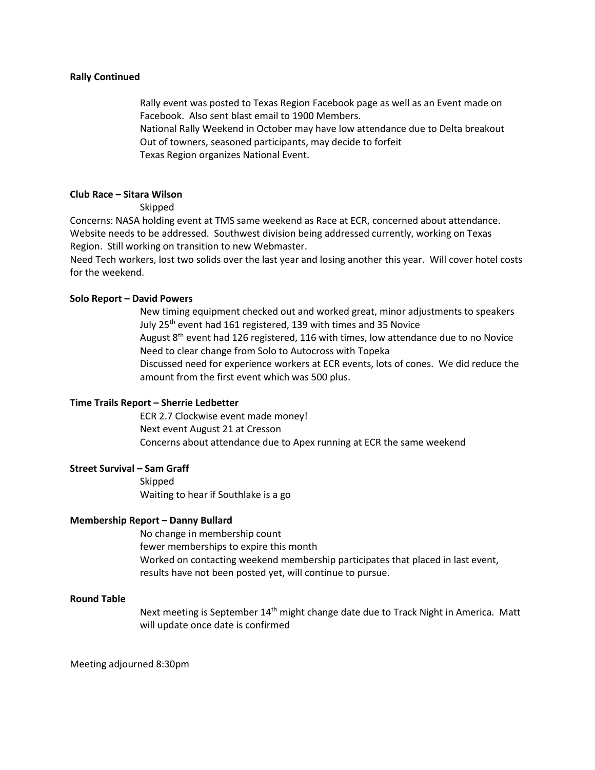**Rally Continued**

Rally event was posted to Texas Region Facebook page as well as an Event made on Facebook. Also sent blast email to 1900 Members.
National Rally Weekend in October may have low attendance due to Delta breakout
Out of towners, seasoned participants, may decide to forfeit
Texas Region organizes National Event.

**Club Race – Sitara Wilson**

Skipped

Concerns: NASA holding event at TMS same weekend as Race at ECR, concerned about attendance. Website needs to be addressed. Southwest division being addressed currently, working on Texas Region. Still working on transition to new Webmaster.
Need Tech workers, lost two solids over the last year and losing another this year. Will cover hotel costs for the weekend.

**Solo Report – David Powers**

New timing equipment checked out and worked great, minor adjustments to speakers
July 25th event had 161 registered, 139 with times and 35 Novice
August 8th event had 126 registered, 116 with times, low attendance due to no Novice
Need to clear change from Solo to Autocross with Topeka
Discussed need for experience workers at ECR events, lots of cones. We did reduce the amount from the first event which was 500 plus.

**Time Trails Report – Sherrie Ledbetter**

ECR 2.7 Clockwise event made money!
Next event August 21 at Cresson
Concerns about attendance due to Apex running at ECR the same weekend

**Street Survival – Sam Graff**

Skipped
Waiting to hear if Southlake is a go

**Membership Report – Danny Bullard**

No change in membership count
fewer memberships to expire this month
Worked on contacting weekend membership participates that placed in last event, results have not been posted yet, will continue to pursue.

**Round Table**

Next meeting is September 14th might change date due to Track Night in America. Matt will update once date is confirmed

Meeting adjourned 8:30pm